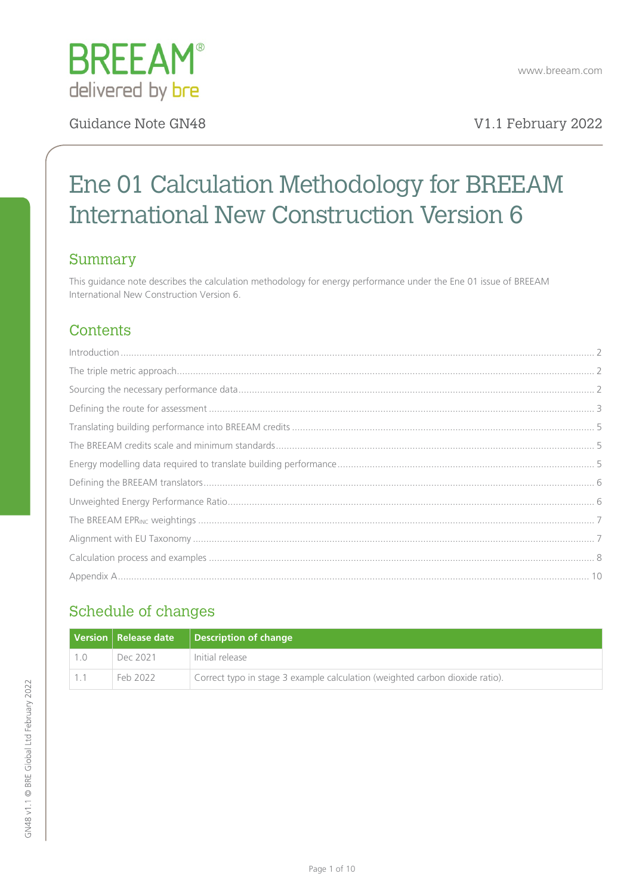BREEAM®
delivered by bre

www.breeam.com

Guidance Note GN48

V1.1 February 2022

# Ene 01 Calculation Methodology for BREEAM International New Construction Version 6

## Summary

This guidance note describes the calculation methodology for energy performance under the Ene 01 issue of BREEAM International New Construction Version 6.

## Contents

Introduction ........ 2
The triple metric approach ........ 2
Sourcing the necessary performance data ........ 2
Defining the route for assessment ........ 3
Translating building performance into BREEAM credits ........ 5
The BREEAM credits scale and minimum standards ........ 5
Energy modelling data required to translate building performance ........ 5
Defining the BREEAM translators ........ 6
Unweighted Energy Performance Ratio ........ 6
The BREEAM $EPR_{INC}$ weightings ........ 7
Alignment with EU Taxonomy ........ 7
Calculation process and examples ........ 8
Appendix A ........ 10

## Schedule of changes

| Version | Release date | Description of change |
|---|---|---|
| 1.0 | Dec 2021 | Initial release |
| 1.1 | Feb 2022 | Correct typo in stage 3 example calculation (weighted carbon dioxide ratio). |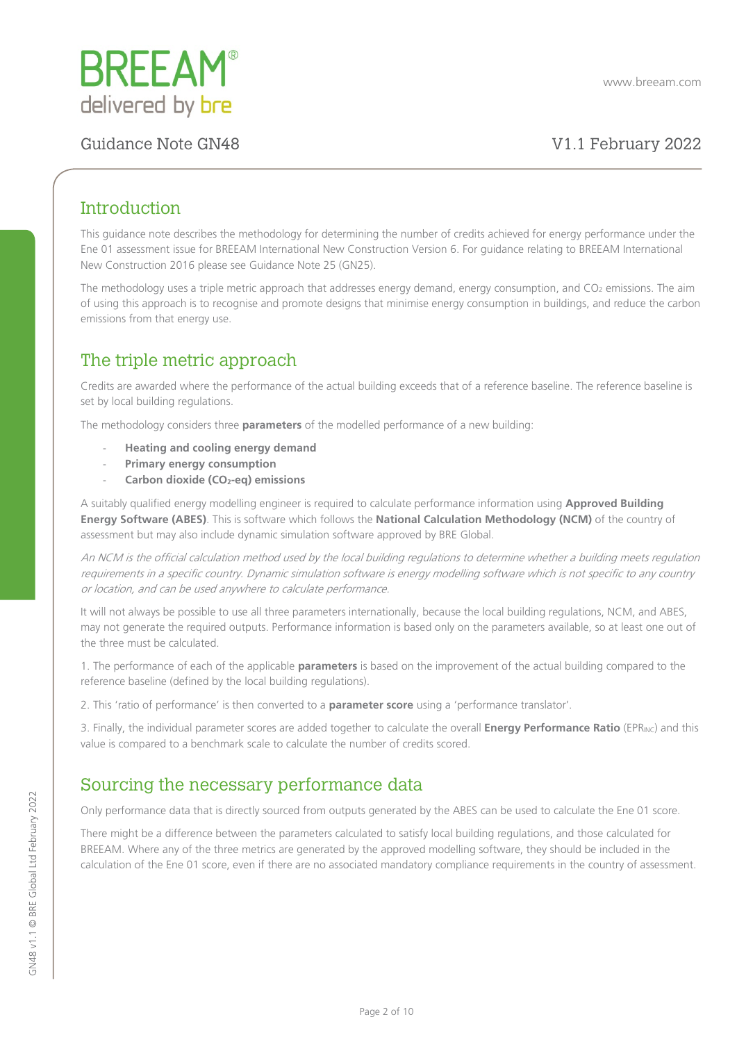## Introduction

This guidance note describes the methodology for determining the number of credits achieved for energy performance under the Ene 01 assessment issue for BREEAM International New Construction Version 6. For guidance relating to BREEAM International New Construction 2016 please see Guidance Note 25 (GN25).

The methodology uses a triple metric approach that addresses energy demand, energy consumption, and $CO_2$ emissions. The aim of using this approach is to recognise and promote designs that minimise energy consumption in buildings, and reduce the carbon emissions from that energy use.

## The triple metric approach

Credits are awarded where the performance of the actual building exceeds that of a reference baseline. The reference baseline is set by local building regulations.

The methodology considers three **parameters** of the modelled performance of a new building:

- **Heating and cooling energy demand**
- **Primary energy consumption**
- **Carbon dioxide ($CO_2$-eq) emissions**

A suitably qualified energy modelling engineer is required to calculate performance information using **Approved Building Energy Software (ABES)**. This is software which follows the **National Calculation Methodology (NCM)** of the country of assessment but may also include dynamic simulation software approved by BRE Global.

*An NCM is the official calculation method used by the local building regulations to determine whether a building meets regulation requirements in a specific country. Dynamic simulation software is energy modelling software which is not specific to any country or location, and can be used anywhere to calculate performance.*

It will not always be possible to use all three parameters internationally, because the local building regulations, NCM, and ABES, may not generate the required outputs. Performance information is based only on the parameters available, so at least one out of the three must be calculated.

1. The performance of each of the applicable **parameters** is based on the improvement of the actual building compared to the reference baseline (defined by the local building regulations).

2. This 'ratio of performance' is then converted to a **parameter score** using a 'performance translator'.

3. Finally, the individual parameter scores are added together to calculate the overall **Energy Performance Ratio** ($EPR_{INC}$) and this value is compared to a benchmark scale to calculate the number of credits scored.

## Sourcing the necessary performance data

Only performance data that is directly sourced from outputs generated by the ABES can be used to calculate the Ene 01 score.

There might be a difference between the parameters calculated to satisfy local building regulations, and those calculated for BREEAM. Where any of the three metrics are generated by the approved modelling software, they should be included in the calculation of the Ene 01 score, even if there are no associated mandatory compliance requirements in the country of assessment.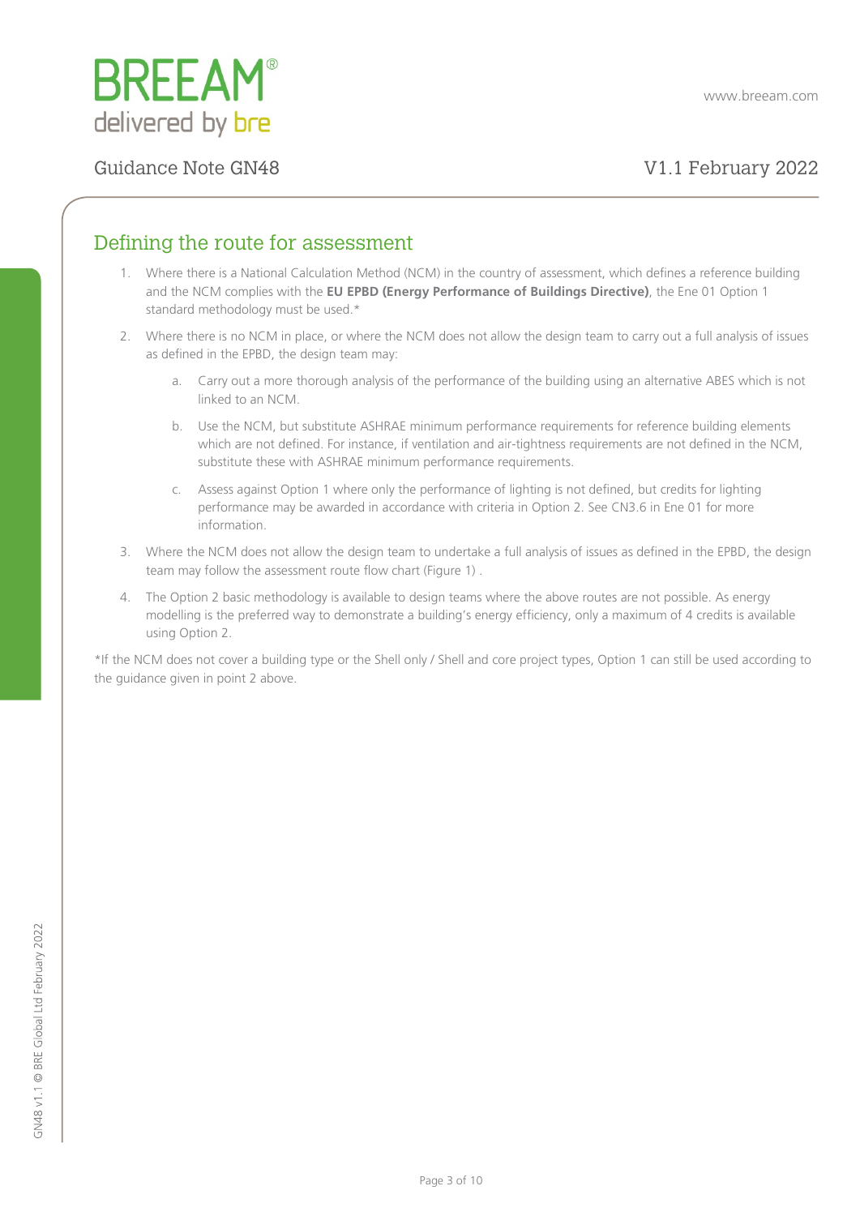## Defining the route for assessment

1. Where there is a National Calculation Method (NCM) in the country of assessment, which defines a reference building and the NCM complies with the **EU EPBD (Energy Performance of Buildings Directive)**, the Ene 01 Option 1 standard methodology must be used.*
2. Where there is no NCM in place, or where the NCM does not allow the design team to carry out a full analysis of issues as defined in the EPBD, the design team may:
    a. Carry out a more thorough analysis of the performance of the building using an alternative ABES which is not linked to an NCM.
    b. Use the NCM, but substitute ASHRAE minimum performance requirements for reference building elements which are not defined. For instance, if ventilation and air-tightness requirements are not defined in the NCM, substitute these with ASHRAE minimum performance requirements.
    c. Assess against Option 1 where only the performance of lighting is not defined, but credits for lighting performance may be awarded in accordance with criteria in Option 2. See CN3.6 in Ene 01 for more information.
3. Where the NCM does not allow the design team to undertake a full analysis of issues as defined in the EPBD, the design team may follow the assessment route flow chart (Figure 1) .
4. The Option 2 basic methodology is available to design teams where the above routes are not possible. As energy modelling is the preferred way to demonstrate a building's energy efficiency, only a maximum of 4 credits is available using Option 2.

*If the NCM does not cover a building type or the Shell only / Shell and core project types, Option 1 can still be used according to the guidance given in point 2 above.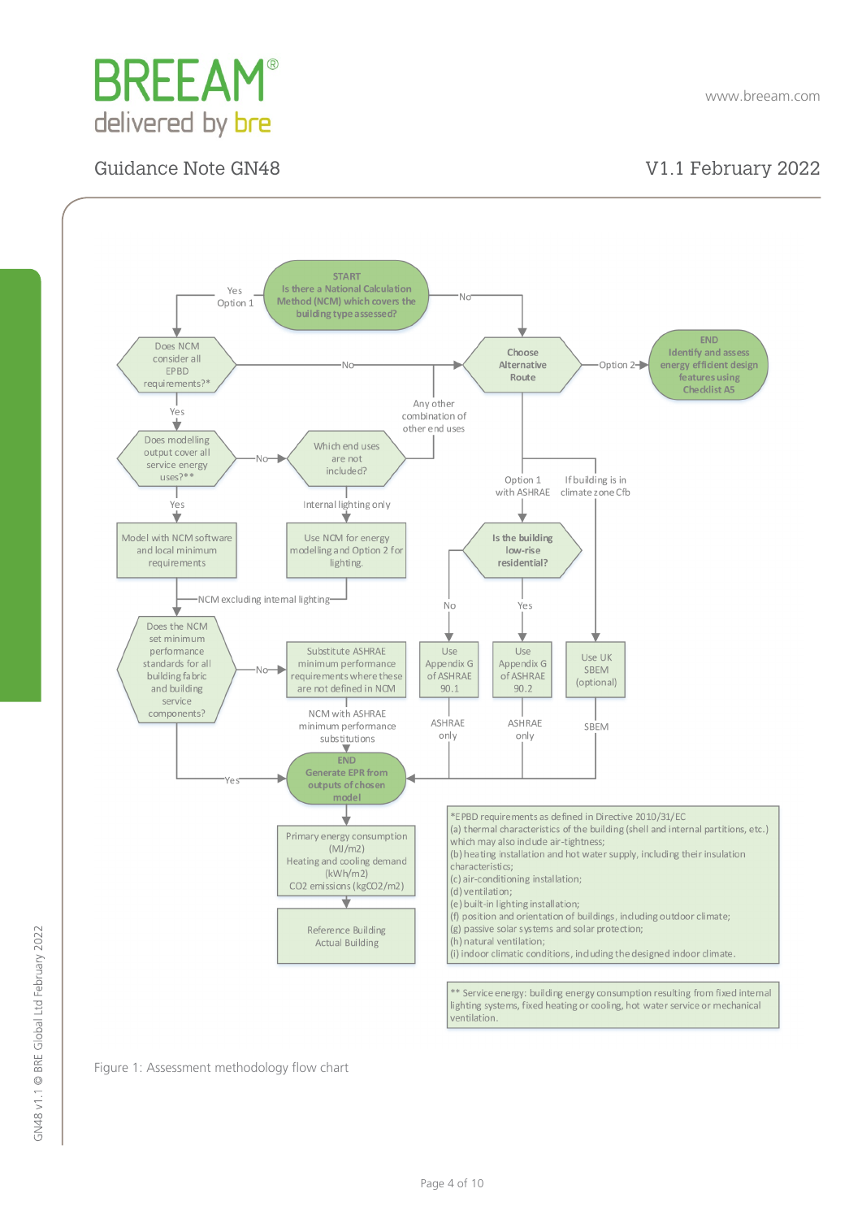START
Is there a National Calculation Method (NCM) which covers the building type assessed?

- Yes – Option 1 → Does NCM consider all EPBD requirements?*
  - No → Choose Alternative Route
  - Yes → Does modelling output cover all service energy uses?**
    - No → Which end uses are not included?
      - Any other combination of other end uses → Choose Alternative Route
      - Internal lighting only → Use NCM for energy modelling and Option 2 for lighting.
        - NCM excluding internal lighting → Does the NCM set minimum performance standards for all building fabric and building service components?
    - Yes → Model with NCM software and local minimum requirements → Does the NCM set minimum performance standards for all building fabric and building service components?
      - No → Substitute ASHRAE minimum performance requirements where these are not defined in NCM → NCM with ASHRAE minimum performance substitutions → END
      - Yes → END
- No → Choose Alternative Route
  - Option 2 → END: Identify and assess energy efficient design features using Checklist A5
  - Option 1 with ASHRAE → Is the building low-rise residential?
    - No → Use Appendix G of ASHRAE 90.1 → ASHRAE only → END
    - Yes → Use Appendix G of ASHRAE 90.2 → ASHRAE only → END
  - If building is in climate zone Cfb → Use UK SBEM (optional) → SBEM → END

END
Generate EPR from outputs of chosen model

Primary energy consumption (MJ/m2)
Heating and cooling demand (kWh/m2)
CO2 emissions (kgCO2/m2)

Reference Building
Actual Building

*EPBD requirements as defined in Directive 2010/31/EC
(a) thermal characteristics of the building (shell and internal partitions, etc.) which may also include air-tightness;
(b) heating installation and hot water supply, including their insulation characteristics;
(c) air-conditioning installation;
(d) ventilation;
(e) built-in lighting installation;
(f) position and orientation of buildings, including outdoor climate;
(g) passive solar systems and solar protection;
(h) natural ventilation;
(i) indoor climatic conditions, including the designed indoor climate.

** Service energy: building energy consumption resulting from fixed internal lighting systems, fixed heating or cooling, hot water service or mechanical ventilation.

Figure 1: Assessment methodology flow chart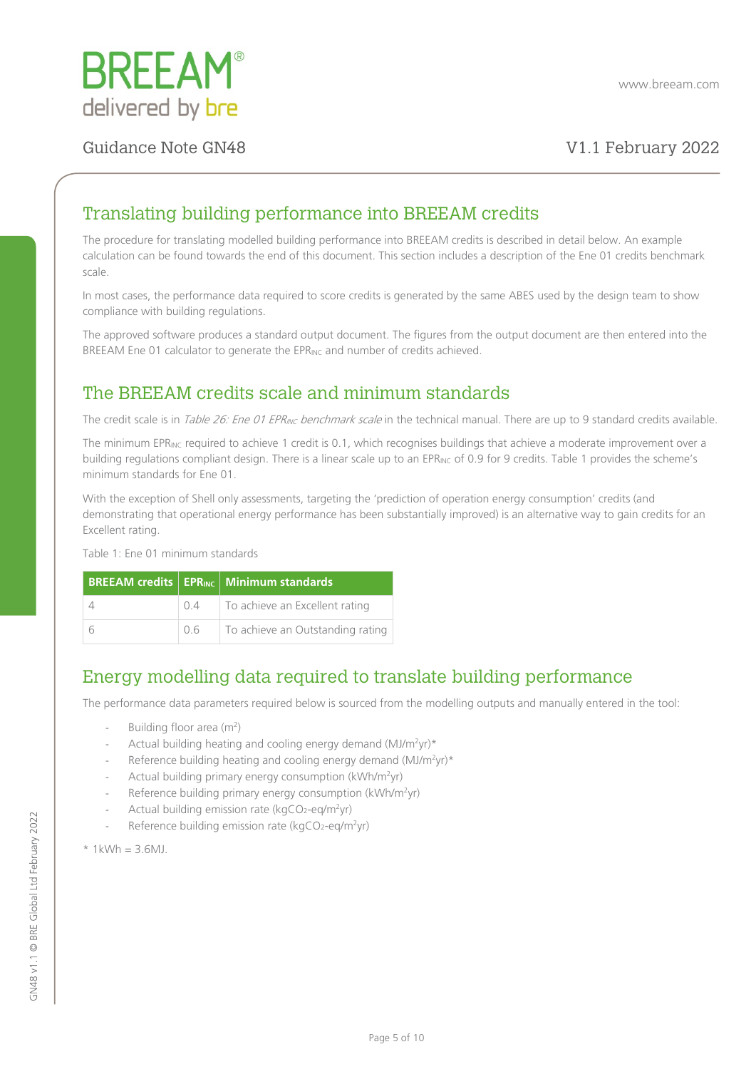## Translating building performance into BREEAM credits

The procedure for translating modelled building performance into BREEAM credits is described in detail below. An example calculation can be found towards the end of this document. This section includes a description of the Ene 01 credits benchmark scale.

In most cases, the performance data required to score credits is generated by the same ABES used by the design team to show compliance with building regulations.

The approved software produces a standard output document. The figures from the output document are then entered into the BREEAM Ene 01 calculator to generate the $EPR_{INC}$ and number of credits achieved.

## The BREEAM credits scale and minimum standards

The credit scale is in *Table 26: Ene 01 $EPR_{INC}$ benchmark scale* in the technical manual. There are up to 9 standard credits available.

The minimum $EPR_{INC}$ required to achieve 1 credit is 0.1, which recognises buildings that achieve a moderate improvement over a building regulations compliant design. There is a linear scale up to an $EPR_{INC}$ of 0.9 for 9 credits. Table 1 provides the scheme's minimum standards for Ene 01.

With the exception of Shell only assessments, targeting the 'prediction of operation energy consumption' credits (and demonstrating that operational energy performance has been substantially improved) is an alternative way to gain credits for an Excellent rating.

Table 1: Ene 01 minimum standards

| BREEAM credits | $EPR_{INC}$ | Minimum standards |
|---|---|---|
| 4 | 0.4 | To achieve an Excellent rating |
| 6 | 0.6 | To achieve an Outstanding rating |

## Energy modelling data required to translate building performance

The performance data parameters required below is sourced from the modelling outputs and manually entered in the tool:

- Building floor area ($m^2$)
- Actual building heating and cooling energy demand ($MJ/m^2yr$)*
- Reference building heating and cooling energy demand ($MJ/m^2yr$)*
- Actual building primary energy consumption ($kWh/m^2yr$)
- Reference building primary energy consumption ($kWh/m^2yr$)
- Actual building emission rate ($kgCO_2\text{-}eq/m^2yr$)
- Reference building emission rate ($kgCO_2\text{-}eq/m^2yr$)

* 1kWh = 3.6MJ.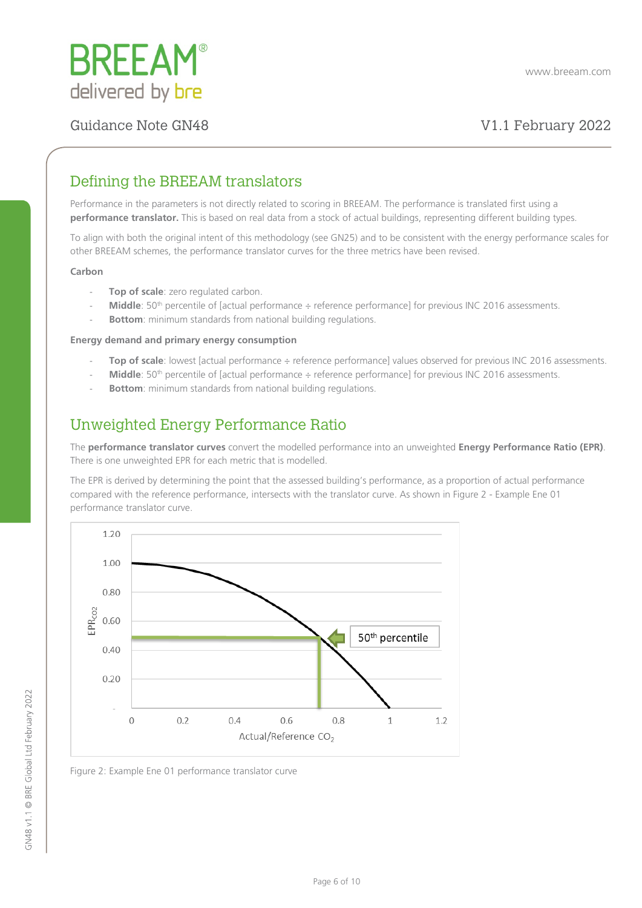## Defining the BREEAM translators

Performance in the parameters is not directly related to scoring in BREEAM. The performance is translated first using a **performance translator.** This is based on real data from a stock of actual buildings, representing different building types.

To align with both the original intent of this methodology (see GN25) and to be consistent with the energy performance scales for other BREEAM schemes, the performance translator curves for the three metrics have been revised.

**Carbon**

- **Top of scale**: zero regulated carbon.
- **Middle**: 50th percentile of [actual performance ÷ reference performance] for previous INC 2016 assessments.
- **Bottom**: minimum standards from national building regulations.

**Energy demand and primary energy consumption**

- **Top of scale**: lowest [actual performance ÷ reference performance] values observed for previous INC 2016 assessments.
- **Middle**: 50th percentile of [actual performance ÷ reference performance] for previous INC 2016 assessments.
- **Bottom**: minimum standards from national building regulations.

## Unweighted Energy Performance Ratio

The **performance translator curves** convert the modelled performance into an unweighted **Energy Performance Ratio (EPR)**. There is one unweighted EPR for each metric that is modelled.

The EPR is derived by determining the point that the assessed building's performance, as a proportion of actual performance compared with the reference performance, intersects with the translator curve. As shown in Figure 2 - Example Ene 01 performance translator curve.

Figure 2: Example Ene 01 performance translator curve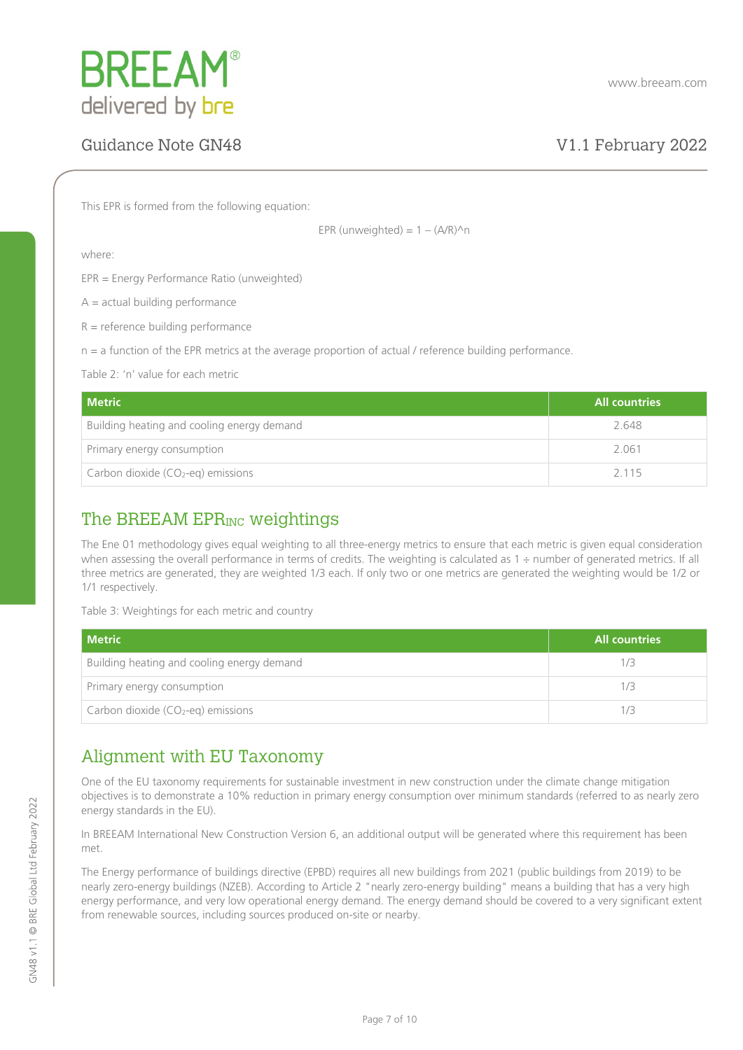This EPR is formed from the following equation:

$$EPR\ (unweighted) = 1 - (A/R)^n$$

where:

EPR = Energy Performance Ratio (unweighted)

A = actual building performance

R = reference building performance

n = a function of the EPR metrics at the average proportion of actual / reference building performance.

Table 2: 'n' value for each metric

| Metric | All countries |
|---|---|
| Building heating and cooling energy demand | 2.648 |
| Primary energy consumption | 2.061 |
| Carbon dioxide ($CO_2$-eq) emissions | 2.115 |

## The BREEAM $EPR_{INC}$ weightings

The Ene 01 methodology gives equal weighting to all three-energy metrics to ensure that each metric is given equal consideration when assessing the overall performance in terms of credits. The weighting is calculated as 1 ÷ number of generated metrics. If all three metrics are generated, they are weighted 1/3 each. If only two or one metrics are generated the weighting would be 1/2 or 1/1 respectively.

Table 3: Weightings for each metric and country

| Metric | All countries |
|---|---|
| Building heating and cooling energy demand | 1/3 |
| Primary energy consumption | 1/3 |
| Carbon dioxide ($CO_2$-eq) emissions | 1/3 |

## Alignment with EU Taxonomy

One of the EU taxonomy requirements for sustainable investment in new construction under the climate change mitigation objectives is to demonstrate a 10% reduction in primary energy consumption over minimum standards (referred to as nearly zero energy standards in the EU).

In BREEAM International New Construction Version 6, an additional output will be generated where this requirement has been met.

The Energy performance of buildings directive (EPBD) requires all new buildings from 2021 (public buildings from 2019) to be nearly zero-energy buildings (NZEB). According to Article 2 "nearly zero-energy building" means a building that has a very high energy performance, and very low operational energy demand. The energy demand should be covered to a very significant extent from renewable sources, including sources produced on-site or nearby.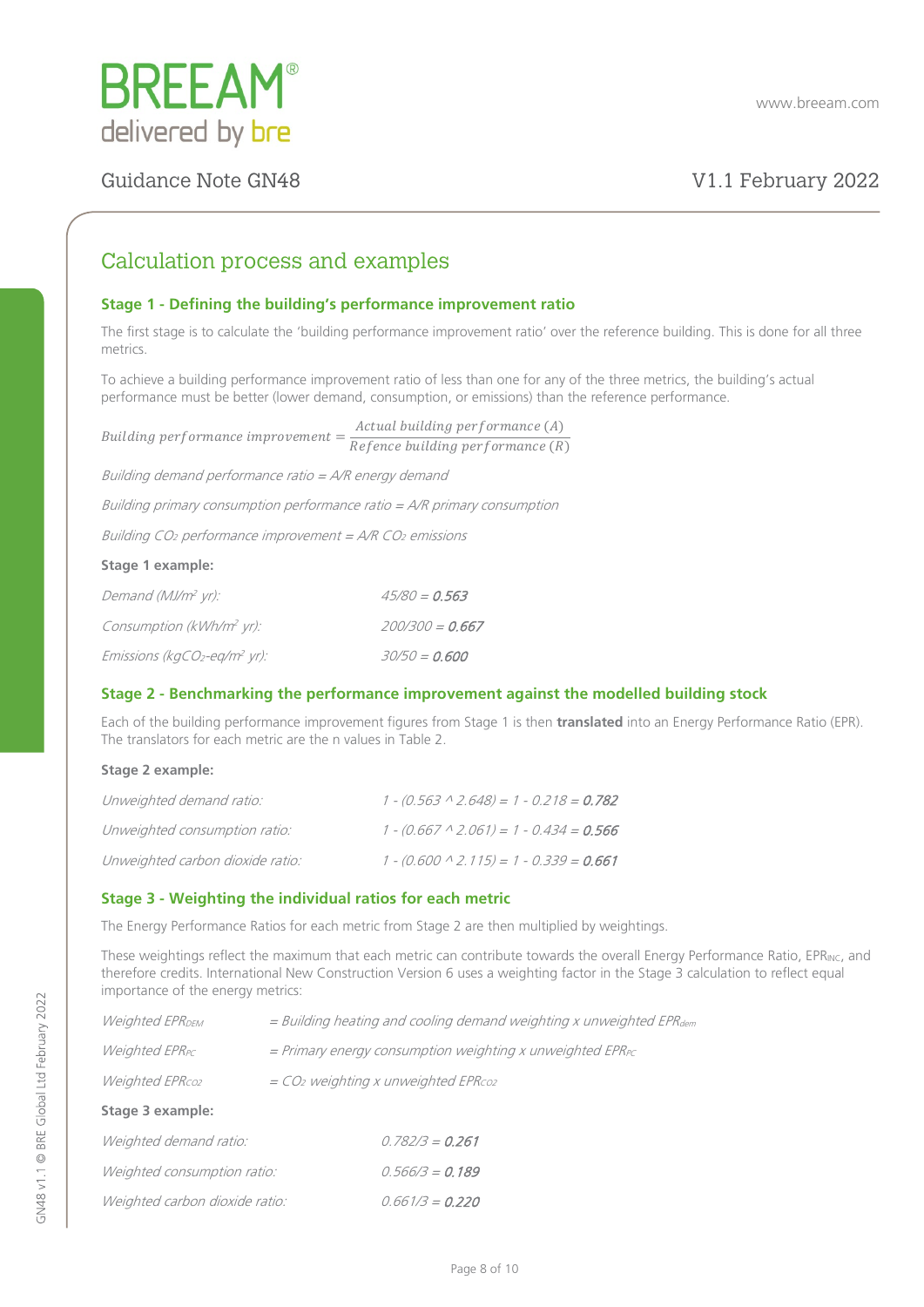## Calculation process and examples

### Stage 1 - Defining the building's performance improvement ratio

The first stage is to calculate the 'building performance improvement ratio' over the reference building. This is done for all three metrics.

To achieve a building performance improvement ratio of less than one for any of the three metrics, the building's actual performance must be better (lower demand, consumption, or emissions) than the reference performance.

$$Building\ performance\ improvement = \frac{Actual\ building\ performance\ (A)}{Refence\ building\ performance\ (R)}$$

*Building demand performance ratio = A/R energy demand*

*Building primary consumption performance ratio = A/R primary consumption*

*Building $CO_2$ performance improvement = A/R $CO_2$ emissions*

**Stage 1 example:**

| | |
|---|---|
| *Demand ($MJ/m^2$ yr):* | *45/80 = **0.563*** |
| *Consumption ($kWh/m^2$ yr):* | *200/300 = **0.667*** |
| *Emissions ($kgCO_2$-eq/$m^2$ yr):* | *30/50 = **0.600*** |

### Stage 2 - Benchmarking the performance improvement against the modelled building stock

Each of the building performance improvement figures from Stage 1 is then **translated** into an Energy Performance Ratio (EPR). The translators for each metric are the n values in Table 2.

**Stage 2 example:**

| | |
|---|---|
| *Unweighted demand ratio:* | *1 - (0.563 ^ 2.648) = 1 - 0.218 = **0.782*** |
| *Unweighted consumption ratio:* | *1 - (0.667 ^ 2.061) = 1 - 0.434 = **0.566*** |
| *Unweighted carbon dioxide ratio:* | *1 - (0.600 ^ 2.115) = 1 - 0.339 = **0.661*** |

### Stage 3 - Weighting the individual ratios for each metric

The Energy Performance Ratios for each metric from Stage 2 are then multiplied by weightings.

These weightings reflect the maximum that each metric can contribute towards the overall Energy Performance Ratio, $EPR_{INC}$, and therefore credits. International New Construction Version 6 uses a weighting factor in the Stage 3 calculation to reflect equal importance of the energy metrics:

| | |
|---|---|
| *Weighted $EPR_{DEM}$* | *= Building heating and cooling demand weighting x unweighted $EPR_{dem}$* |
| *Weighted $EPR_{PC}$* | *= Primary energy consumption weighting x unweighted $EPR_{PC}$* |
| *Weighted $EPR_{CO2}$* | *= $CO_2$ weighting x unweighted $EPR_{CO2}$* |

**Stage 3 example:**

| | |
|---|---|
| *Weighted demand ratio:* | *0.782/3 = **0.261*** |
| *Weighted consumption ratio:* | *0.566/3 = **0.189*** |
| *Weighted carbon dioxide ratio:* | *0.661/3 = **0.220*** |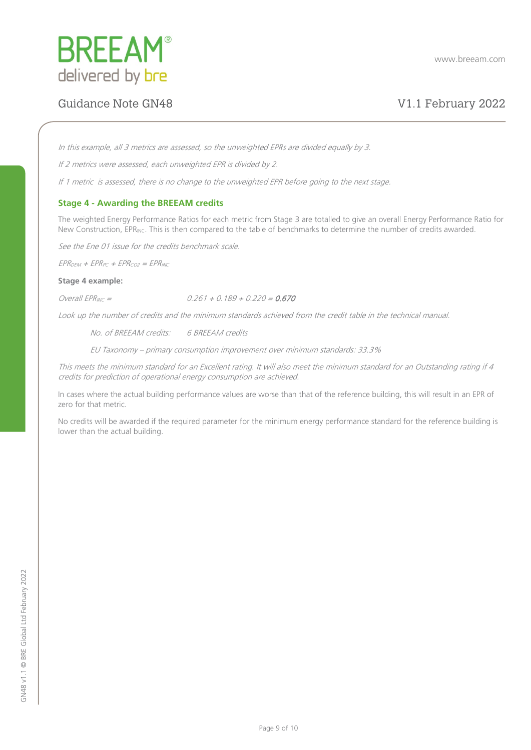*In this example, all 3 metrics are assessed, so the unweighted EPRs are divided equally by 3.*

*If 2 metrics were assessed, each unweighted EPR is divided by 2.*

*If 1 metric is assessed, there is no change to the unweighted EPR before going to the next stage.*

### Stage 4 - Awarding the BREEAM credits

The weighted Energy Performance Ratios for each metric from Stage 3 are totalled to give an overall Energy Performance Ratio for New Construction, $EPR_{INC}$. This is then compared to the table of benchmarks to determine the number of credits awarded.

*See the Ene 01 issue for the credits benchmark scale.*

$EPR_{DEM} + EPR_{PC} + EPR_{CO2} = EPR_{INC}$

**Stage 4 example:**

*Overall* $EPR_{INC}$ = $0.261 + 0.189 + 0.220 = \mathbf{0.670}$

*Look up the number of credits and the minimum standards achieved from the credit table in the technical manual.*

*No. of BREEAM credits: 6 BREEAM credits*

*EU Taxonomy – primary consumption improvement over minimum standards: 33.3%*

*This meets the minimum standard for an Excellent rating. It will also meet the minimum standard for an Outstanding rating if 4 credits for prediction of operational energy consumption are achieved.*

In cases where the actual building performance values are worse than that of the reference building, this will result in an EPR of zero for that metric.

No credits will be awarded if the required parameter for the minimum energy performance standard for the reference building is lower than the actual building.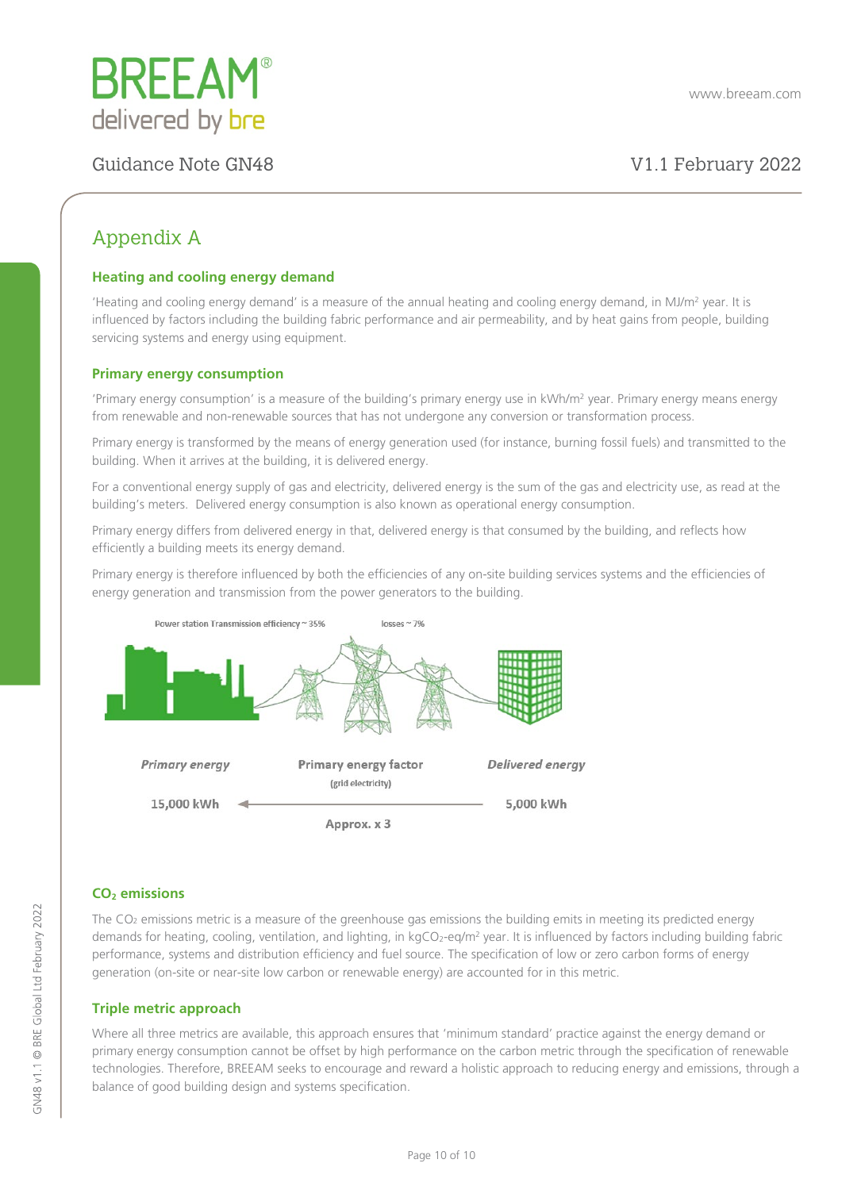# Appendix A

### Heating and cooling energy demand

'Heating and cooling energy demand' is a measure of the annual heating and cooling energy demand, in MJ/m² year. It is influenced by factors including the building fabric performance and air permeability, and by heat gains from people, building servicing systems and energy using equipment.

### Primary energy consumption

'Primary energy consumption' is a measure of the building's primary energy use in kWh/m² year. Primary energy means energy from renewable and non-renewable sources that has not undergone any conversion or transformation process.

Primary energy is transformed by the means of energy generation used (for instance, burning fossil fuels) and transmitted to the building. When it arrives at the building, it is delivered energy.

For a conventional energy supply of gas and electricity, delivered energy is the sum of the gas and electricity use, as read at the building's meters. Delivered energy consumption is also known as operational energy consumption.

Primary energy differs from delivered energy in that, delivered energy is that consumed by the building, and reflects how efficiently a building meets its energy demand.

Primary energy is therefore influenced by both the efficiencies of any on-site building services systems and the efficiencies of energy generation and transmission from the power generators to the building.

Power station Transmission efficiency ~ 35%

losses ~ 7%

*Primary energy*

**Primary energy factor**
(grid electricity)

*Delivered energy*

**15,000 kWh** ← **5,000 kWh**

**Approx. x 3**

### $CO_2$ emissions

The $CO_2$ emissions metric is a measure of the greenhouse gas emissions the building emits in meeting its predicted energy demands for heating, cooling, ventilation, and lighting, in kg$CO_2$-eq/m² year. It is influenced by factors including building fabric performance, systems and distribution efficiency and fuel source. The specification of low or zero carbon forms of energy generation (on-site or near-site low carbon or renewable energy) are accounted for in this metric.

### Triple metric approach

Where all three metrics are available, this approach ensures that 'minimum standard' practice against the energy demand or primary energy consumption cannot be offset by high performance on the carbon metric through the specification of renewable technologies. Therefore, BREEAM seeks to encourage and reward a holistic approach to reducing energy and emissions, through a balance of good building design and systems specification.